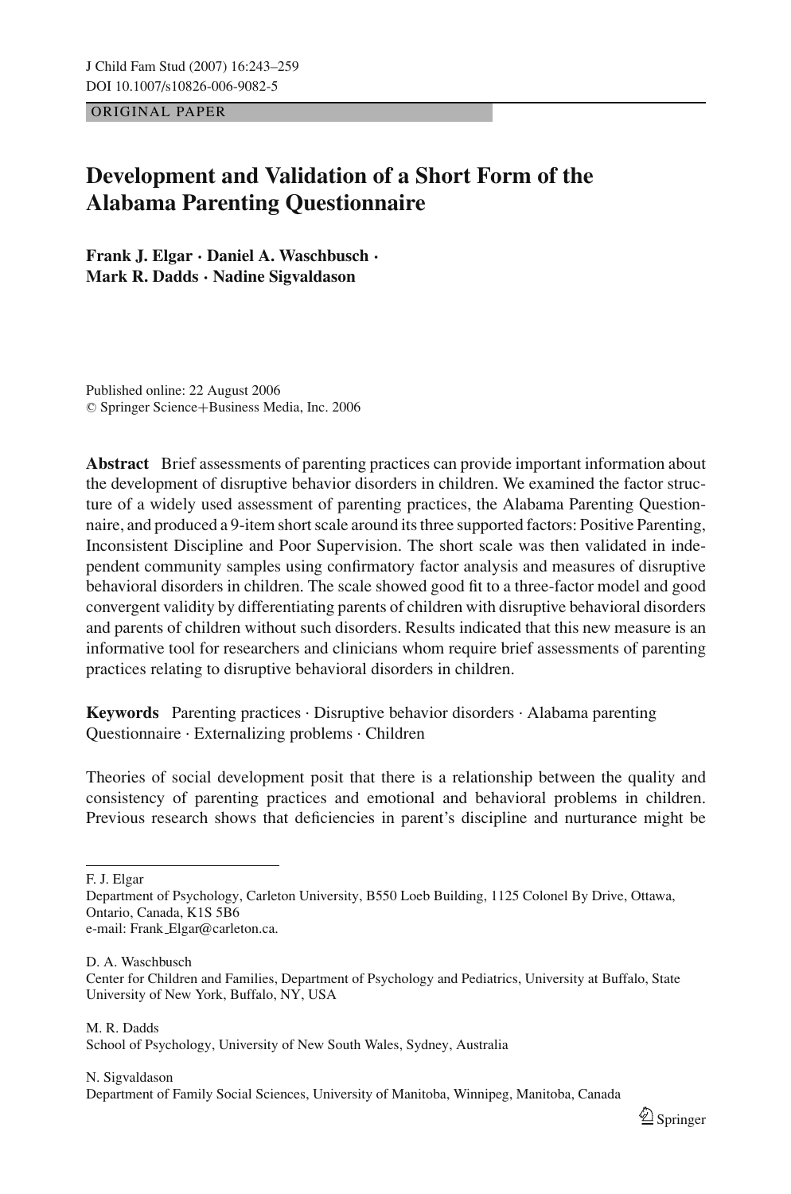ORIGINAL PAPER

# Development and Validation of a Short Form of the Alabama Parenting Questionnaire

**Frank J. Elgar · Daniel A. Waschbusch · Mark R. Dadds · Nadine Sigvaldason**

Published online: 22 August 2006
© Springer Science+Business Media, Inc. 2006

**Abstract** Brief assessments of parenting practices can provide important information about the development of disruptive behavior disorders in children. We examined the factor structure of a widely used assessment of parenting practices, the Alabama Parenting Questionnaire, and produced a 9-item short scale around its three supported factors: Positive Parenting, Inconsistent Discipline and Poor Supervision. The short scale was then validated in independent community samples using confirmatory factor analysis and measures of disruptive behavioral disorders in children. The scale showed good fit to a three-factor model and good convergent validity by differentiating parents of children with disruptive behavioral disorders and parents of children without such disorders. Results indicated that this new measure is an informative tool for researchers and clinicians whom require brief assessments of parenting practices relating to disruptive behavioral disorders in children.

**Keywords** Parenting practices · Disruptive behavior disorders · Alabama parenting Questionnaire · Externalizing problems · Children

Theories of social development posit that there is a relationship between the quality and consistency of parenting practices and emotional and behavioral problems in children. Previous research shows that deficiencies in parent's discipline and nurturance might be

---

F. J. Elgar
Department of Psychology, Carleton University, B550 Loeb Building, 1125 Colonel By Drive, Ottawa, Ontario, Canada, K1S 5B6
e-mail: Frank_Elgar@carleton.ca.

D. A. Waschbusch
Center for Children and Families, Department of Psychology and Pediatrics, University at Buffalo, State University of New York, Buffalo, NY, USA

M. R. Dadds
School of Psychology, University of New South Wales, Sydney, Australia

N. Sigvaldason
Department of Family Social Sciences, University of Manitoba, Winnipeg, Manitoba, Canada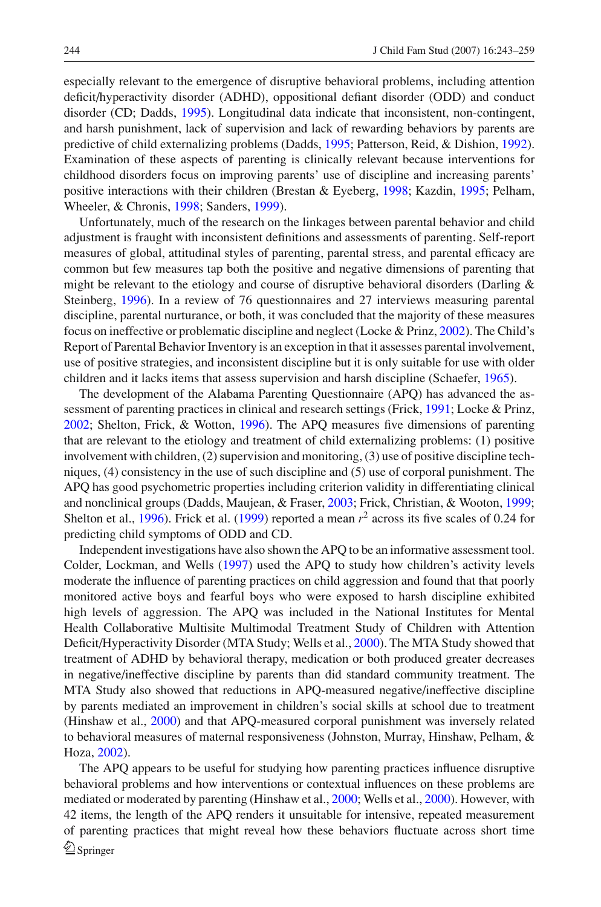especially relevant to the emergence of disruptive behavioral problems, including attention deficit/hyperactivity disorder (ADHD), oppositional defiant disorder (ODD) and conduct disorder (CD; Dadds, 1995). Longitudinal data indicate that inconsistent, non-contingent, and harsh punishment, lack of supervision and lack of rewarding behaviors by parents are predictive of child externalizing problems (Dadds, 1995; Patterson, Reid, & Dishion, 1992). Examination of these aspects of parenting is clinically relevant because interventions for childhood disorders focus on improving parents' use of discipline and increasing parents' positive interactions with their children (Brestan & Eyeberg, 1998; Kazdin, 1995; Pelham, Wheeler, & Chronis, 1998; Sanders, 1999).

Unfortunately, much of the research on the linkages between parental behavior and child adjustment is fraught with inconsistent definitions and assessments of parenting. Self-report measures of global, attitudinal styles of parenting, parental stress, and parental efficacy are common but few measures tap both the positive and negative dimensions of parenting that might be relevant to the etiology and course of disruptive behavioral disorders (Darling & Steinberg, 1996). In a review of 76 questionnaires and 27 interviews measuring parental discipline, parental nurturance, or both, it was concluded that the majority of these measures focus on ineffective or problematic discipline and neglect (Locke & Prinz, 2002). The Child's Report of Parental Behavior Inventory is an exception in that it assesses parental involvement, use of positive strategies, and inconsistent discipline but it is only suitable for use with older children and it lacks items that assess supervision and harsh discipline (Schaefer, 1965).

The development of the Alabama Parenting Questionnaire (APQ) has advanced the assessment of parenting practices in clinical and research settings (Frick, 1991; Locke & Prinz, 2002; Shelton, Frick, & Wotton, 1996). The APQ measures five dimensions of parenting that are relevant to the etiology and treatment of child externalizing problems: (1) positive involvement with children, (2) supervision and monitoring, (3) use of positive discipline techniques, (4) consistency in the use of such discipline and (5) use of corporal punishment. The APQ has good psychometric properties including criterion validity in differentiating clinical and nonclinical groups (Dadds, Maujean, & Fraser, 2003; Frick, Christian, & Wooton, 1999; Shelton et al., 1996). Frick et al. (1999) reported a mean $r^2$ across its five scales of 0.24 for predicting child symptoms of ODD and CD.

Independent investigations have also shown the APQ to be an informative assessment tool. Colder, Lockman, and Wells (1997) used the APQ to study how children's activity levels moderate the influence of parenting practices on child aggression and found that that poorly monitored active boys and fearful boys who were exposed to harsh discipline exhibited high levels of aggression. The APQ was included in the National Institutes for Mental Health Collaborative Multisite Multimodal Treatment Study of Children with Attention Deficit/Hyperactivity Disorder (MTA Study; Wells et al., 2000). The MTA Study showed that treatment of ADHD by behavioral therapy, medication or both produced greater decreases in negative/ineffective discipline by parents than did standard community treatment. The MTA Study also showed that reductions in APQ-measured negative/ineffective discipline by parents mediated an improvement in children's social skills at school due to treatment (Hinshaw et al., 2000) and that APQ-measured corporal punishment was inversely related to behavioral measures of maternal responsiveness (Johnston, Murray, Hinshaw, Pelham, & Hoza, 2002).

The APQ appears to be useful for studying how parenting practices influence disruptive behavioral problems and how interventions or contextual influences on these problems are mediated or moderated by parenting (Hinshaw et al., 2000; Wells et al., 2000). However, with 42 items, the length of the APQ renders it unsuitable for intensive, repeated measurement of parenting practices that might reveal how these behaviors fluctuate across short time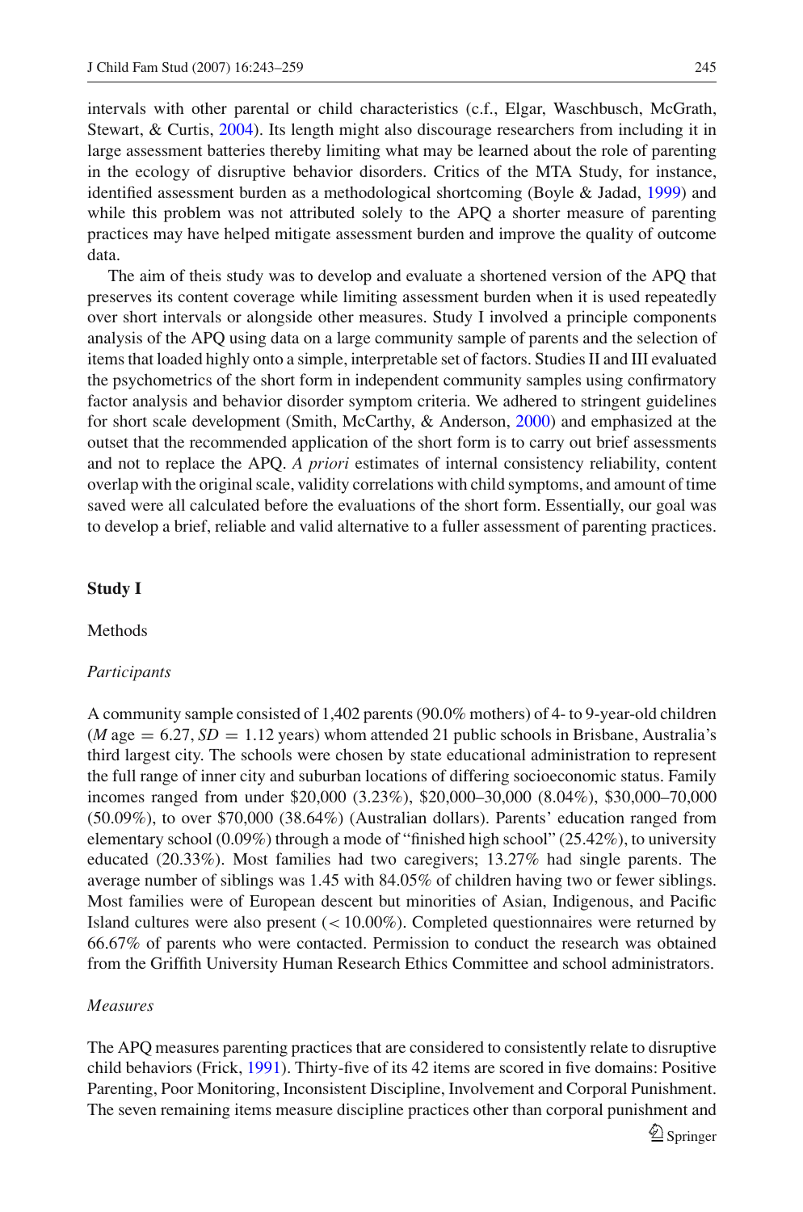intervals with other parental or child characteristics (c.f., Elgar, Waschbusch, McGrath, Stewart, & Curtis, 2004). Its length might also discourage researchers from including it in large assessment batteries thereby limiting what may be learned about the role of parenting in the ecology of disruptive behavior disorders. Critics of the MTA Study, for instance, identified assessment burden as a methodological shortcoming (Boyle & Jadad, 1999) and while this problem was not attributed solely to the APQ a shorter measure of parenting practices may have helped mitigate assessment burden and improve the quality of outcome data.

The aim of theis study was to develop and evaluate a shortened version of the APQ that preserves its content coverage while limiting assessment burden when it is used repeatedly over short intervals or alongside other measures. Study I involved a principle components analysis of the APQ using data on a large community sample of parents and the selection of items that loaded highly onto a simple, interpretable set of factors. Studies II and III evaluated the psychometrics of the short form in independent community samples using confirmatory factor analysis and behavior disorder symptom criteria. We adhered to stringent guidelines for short scale development (Smith, McCarthy, & Anderson, 2000) and emphasized at the outset that the recommended application of the short form is to carry out brief assessments and not to replace the APQ. *A priori* estimates of internal consistency reliability, content overlap with the original scale, validity correlations with child symptoms, and amount of time saved were all calculated before the evaluations of the short form. Essentially, our goal was to develop a brief, reliable and valid alternative to a fuller assessment of parenting practices.

## Study I

### Methods

#### *Participants*

A community sample consisted of 1,402 parents (90.0% mothers) of 4- to 9-year-old children (*M* age = 6.27, *SD* = 1.12 years) whom attended 21 public schools in Brisbane, Australia's third largest city. The schools were chosen by state educational administration to represent the full range of inner city and suburban locations of differing socioeconomic status. Family incomes ranged from under \$20,000 (3.23%), \$20,000–30,000 (8.04%), \$30,000–70,000 (50.09%), to over \$70,000 (38.64%) (Australian dollars). Parents' education ranged from elementary school (0.09%) through a mode of "finished high school" (25.42%), to university educated (20.33%). Most families had two caregivers; 13.27% had single parents. The average number of siblings was 1.45 with 84.05% of children having two or fewer siblings. Most families were of European descent but minorities of Asian, Indigenous, and Pacific Island cultures were also present (< 10.00%). Completed questionnaires were returned by 66.67% of parents who were contacted. Permission to conduct the research was obtained from the Griffith University Human Research Ethics Committee and school administrators.

#### *Measures*

The APQ measures parenting practices that are considered to consistently relate to disruptive child behaviors (Frick, 1991). Thirty-five of its 42 items are scored in five domains: Positive Parenting, Poor Monitoring, Inconsistent Discipline, Involvement and Corporal Punishment. The seven remaining items measure discipline practices other than corporal punishment and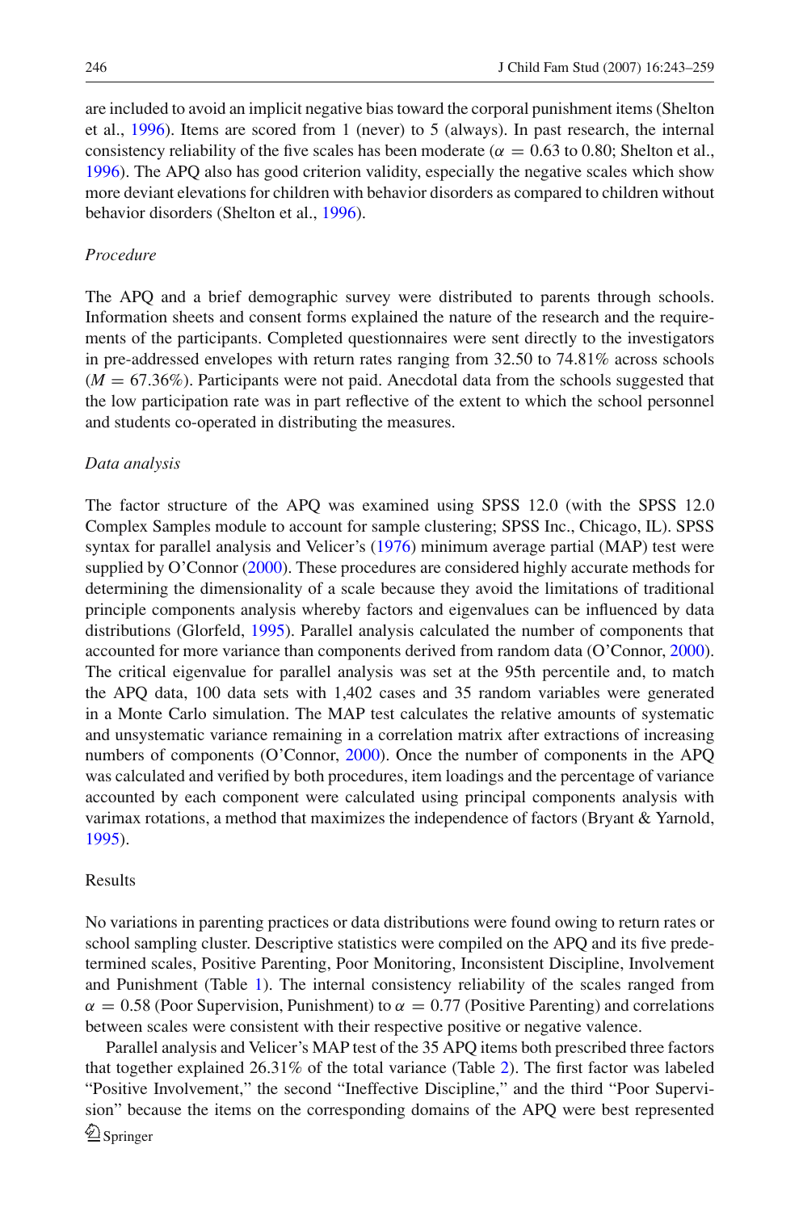are included to avoid an implicit negative bias toward the corporal punishment items (Shelton et al., 1996). Items are scored from 1 (never) to 5 (always). In past research, the internal consistency reliability of the five scales has been moderate ($\alpha = 0.63$ to 0.80; Shelton et al., 1996). The APQ also has good criterion validity, especially the negative scales which show more deviant elevations for children with behavior disorders as compared to children without behavior disorders (Shelton et al., 1996).

*Procedure*

The APQ and a brief demographic survey were distributed to parents through schools. Information sheets and consent forms explained the nature of the research and the requirements of the participants. Completed questionnaires were sent directly to the investigators in pre-addressed envelopes with return rates ranging from 32.50 to 74.81% across schools ($M = 67.36\%$). Participants were not paid. Anecdotal data from the schools suggested that the low participation rate was in part reflective of the extent to which the school personnel and students co-operated in distributing the measures.

*Data analysis*

The factor structure of the APQ was examined using SPSS 12.0 (with the SPSS 12.0 Complex Samples module to account for sample clustering; SPSS Inc., Chicago, IL). SPSS syntax for parallel analysis and Velicer's (1976) minimum average partial (MAP) test were supplied by O'Connor (2000). These procedures are considered highly accurate methods for determining the dimensionality of a scale because they avoid the limitations of traditional principle components analysis whereby factors and eigenvalues can be influenced by data distributions (Glorfeld, 1995). Parallel analysis calculated the number of components that accounted for more variance than components derived from random data (O'Connor, 2000). The critical eigenvalue for parallel analysis was set at the 95th percentile and, to match the APQ data, 100 data sets with 1,402 cases and 35 random variables were generated in a Monte Carlo simulation. The MAP test calculates the relative amounts of systematic and unsystematic variance remaining in a correlation matrix after extractions of increasing numbers of components (O'Connor, 2000). Once the number of components in the APQ was calculated and verified by both procedures, item loadings and the percentage of variance accounted by each component were calculated using principal components analysis with varimax rotations, a method that maximizes the independence of factors (Bryant & Yarnold, 1995).

## Results

No variations in parenting practices or data distributions were found owing to return rates or school sampling cluster. Descriptive statistics were compiled on the APQ and its five predetermined scales, Positive Parenting, Poor Monitoring, Inconsistent Discipline, Involvement and Punishment (Table 1). The internal consistency reliability of the scales ranged from $\alpha = 0.58$ (Poor Supervision, Punishment) to $\alpha = 0.77$ (Positive Parenting) and correlations between scales were consistent with their respective positive or negative valence.

Parallel analysis and Velicer's MAP test of the 35 APQ items both prescribed three factors that together explained 26.31% of the total variance (Table 2). The first factor was labeled "Positive Involvement," the second "Ineffective Discipline," and the third "Poor Supervision" because the items on the corresponding domains of the APQ were best represented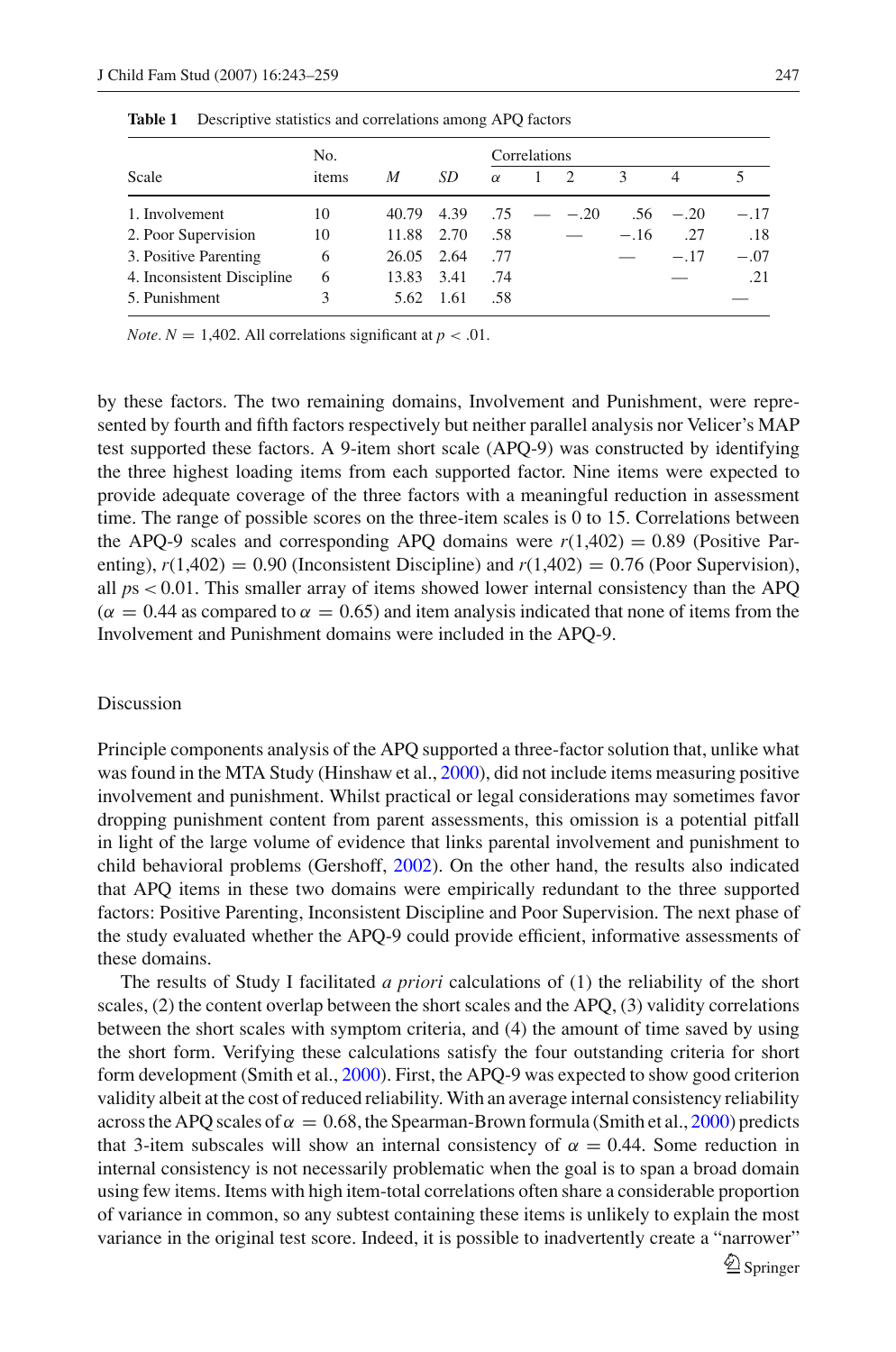**Table 1** Descriptive statistics and correlations among APQ factors

| Scale | No. items | *M* | *SD* | Correlations | | | | | |
|---|---|---|---|---|---|---|---|---|---|
| | | | | $\alpha$ | 1 | 2 | 3 | 4 | 5 |
| 1. Involvement | 10 | 40.79 | 4.39 | .75 | — | −.20 | .56 | −.20 | −.17 |
| 2. Poor Supervision | 10 | 11.88 | 2.70 | .58 | | — | −.16 | .27 | .18 |
| 3. Positive Parenting | 6 | 26.05 | 2.64 | .77 | | | — | −.17 | −.07 |
| 4. Inconsistent Discipline | 6 | 13.83 | 3.41 | .74 | | | | — | .21 |
| 5. Punishment | 3 | 5.62 | 1.61 | .58 | | | | | — |

*Note*. $N = 1{,}402$. All correlations significant at $p < .01$.

by these factors. The two remaining domains, Involvement and Punishment, were represented by fourth and fifth factors respectively but neither parallel analysis nor Velicer's MAP test supported these factors. A 9-item short scale (APQ-9) was constructed by identifying the three highest loading items from each supported factor. Nine items were expected to provide adequate coverage of the three factors with a meaningful reduction in assessment time. The range of possible scores on the three-item scales is 0 to 15. Correlations between the APQ-9 scales and corresponding APQ domains were $r(1{,}402) = 0.89$ (Positive Parenting), $r(1{,}402) = 0.90$ (Inconsistent Discipline) and $r(1{,}402) = 0.76$ (Poor Supervision), all $ps < 0.01$. This smaller array of items showed lower internal consistency than the APQ ($\alpha = 0.44$ as compared to $\alpha = 0.65$) and item analysis indicated that none of items from the Involvement and Punishment domains were included in the APQ-9.

## Discussion

Principle components analysis of the APQ supported a three-factor solution that, unlike what was found in the MTA Study (Hinshaw et al., 2000), did not include items measuring positive involvement and punishment. Whilst practical or legal considerations may sometimes favor dropping punishment content from parent assessments, this omission is a potential pitfall in light of the large volume of evidence that links parental involvement and punishment to child behavioral problems (Gershoff, 2002). On the other hand, the results also indicated that APQ items in these two domains were empirically redundant to the three supported factors: Positive Parenting, Inconsistent Discipline and Poor Supervision. The next phase of the study evaluated whether the APQ-9 could provide efficient, informative assessments of these domains.

The results of Study I facilitated *a priori* calculations of (1) the reliability of the short scales, (2) the content overlap between the short scales and the APQ, (3) validity correlations between the short scales with symptom criteria, and (4) the amount of time saved by using the short form. Verifying these calculations satisfy the four outstanding criteria for short form development (Smith et al., 2000). First, the APQ-9 was expected to show good criterion validity albeit at the cost of reduced reliability. With an average internal consistency reliability across the APQ scales of $\alpha = 0.68$, the Spearman-Brown formula (Smith et al., 2000) predicts that 3-item subscales will show an internal consistency of $\alpha = 0.44$. Some reduction in internal consistency is not necessarily problematic when the goal is to span a broad domain using few items. Items with high item-total correlations often share a considerable proportion of variance in common, so any subtest containing these items is unlikely to explain the most variance in the original test score. Indeed, it is possible to inadvertently create a "narrower"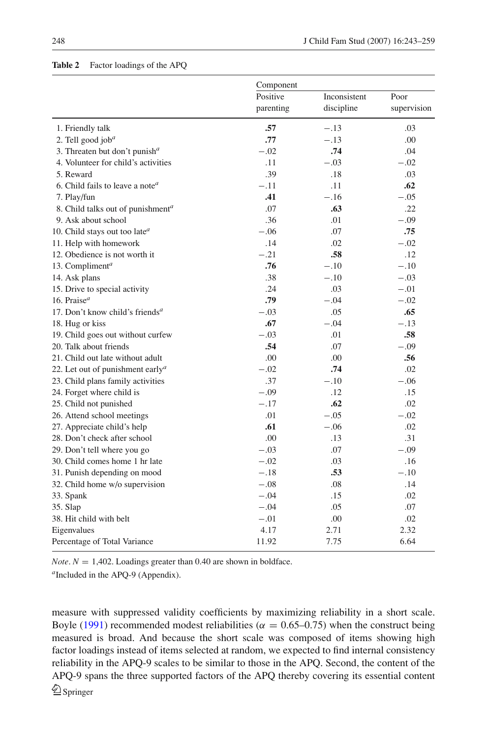**Table 2** Factor loadings of the APQ

| | Component | | |
|---|---|---|---|
| | Positive parenting | Inconsistent discipline | Poor supervision |
| 1. Friendly talk | **.57** | −.13 | .03 |
| 2. Tell good job[a] | **.77** | −.13 | .00 |
| 3. Threaten but don't punish[a] | −.02 | **.74** | .04 |
| 4. Volunteer for child's activities | .11 | −.03 | −.02 |
| 5. Reward | .39 | .18 | .03 |
| 6. Child fails to leave a note[a] | −.11 | .11 | **.62** |
| 7. Play/fun | **.41** | −.16 | −.05 |
| 8. Child talks out of punishment[a] | .07 | **.63** | .22 |
| 9. Ask about school | .36 | .01 | −.09 |
| 10. Child stays out too late[a] | −.06 | .07 | **.75** |
| 11. Help with homework | .14 | .02 | −.02 |
| 12. Obedience is not worth it | −.21 | **.58** | .12 |
| 13. Compliment[a] | **.76** | −.10 | −.10 |
| 14. Ask plans | .38 | −.10 | −.03 |
| 15. Drive to special activity | .24 | .03 | −.01 |
| 16. Praise[a] | **.79** | −.04 | −.02 |
| 17. Don't know child's friends[a] | −.03 | .05 | **.65** |
| 18. Hug or kiss | **.67** | −.04 | −.13 |
| 19. Child goes out without curfew | −.03 | .01 | **.58** |
| 20. Talk about friends | **.54** | .07 | −.09 |
| 21. Child out late without adult | .00 | .00 | **.56** |
| 22. Let out of punishment early[a] | −.02 | **.74** | .02 |
| 23. Child plans family activities | .37 | −.10 | −.06 |
| 24. Forget where child is | −.09 | .12 | .15 |
| 25. Child not punished | −.17 | **.62** | .02 |
| 26. Attend school meetings | .01 | −.05 | −.02 |
| 27. Appreciate child's help | **.61** | −.06 | .02 |
| 28. Don't check after school | .00 | .13 | .31 |
| 29. Don't tell where you go | −.03 | .07 | −.09 |
| 30. Child comes home 1 hr late | −.02 | .03 | .16 |
| 31. Punish depending on mood | −.18 | **.53** | −.10 |
| 32. Child home w/o supervision | −.08 | .08 | .14 |
| 33. Spank | −.04 | .15 | .02 |
| 35. Slap | −.04 | .05 | .07 |
| 38. Hit child with belt | −.01 | .00 | .02 |
| Eigenvalues | 4.17 | 2.71 | 2.32 |
| Percentage of Total Variance | 11.92 | 7.75 | 6.64 |

*Note*. $N = 1{,}402$. Loadings greater than 0.40 are shown in boldface.

[a]Included in the APQ-9 (Appendix).

measure with suppressed validity coefficients by maximizing reliability in a short scale. Boyle (1991) recommended modest reliabilities ($\alpha = 0.65$–$0.75$) when the construct being measured is broad. And because the short scale was composed of items showing high factor loadings instead of items selected at random, we expected to find internal consistency reliability in the APQ-9 scales to be similar to those in the APQ. Second, the content of the APQ-9 spans the three supported factors of the APQ thereby covering its essential content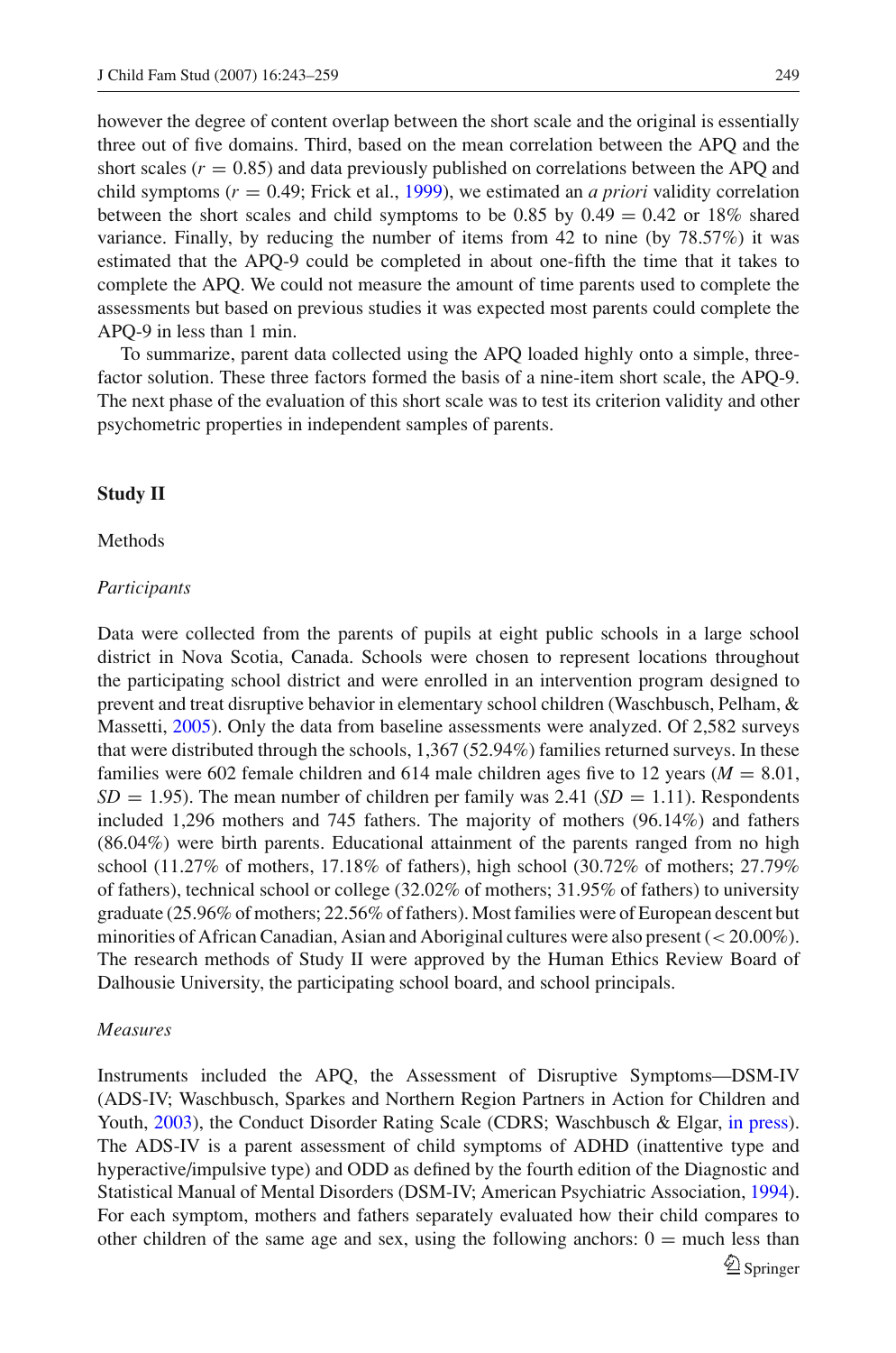however the degree of content overlap between the short scale and the original is essentially three out of five domains. Third, based on the mean correlation between the APQ and the short scales ($r = 0.85$) and data previously published on correlations between the APQ and child symptoms ($r = 0.49$; Frick et al., 1999), we estimated an *a priori* validity correlation between the short scales and child symptoms to be 0.85 by 0.49 = 0.42 or 18% shared variance. Finally, by reducing the number of items from 42 to nine (by 78.57%) it was estimated that the APQ-9 could be completed in about one-fifth the time that it takes to complete the APQ. We could not measure the amount of time parents used to complete the assessments but based on previous studies it was expected most parents could complete the APQ-9 in less than 1 min.

To summarize, parent data collected using the APQ loaded highly onto a simple, three-factor solution. These three factors formed the basis of a nine-item short scale, the APQ-9. The next phase of the evaluation of this short scale was to test its criterion validity and other psychometric properties in independent samples of parents.

## Study II

### Methods

#### *Participants*

Data were collected from the parents of pupils at eight public schools in a large school district in Nova Scotia, Canada. Schools were chosen to represent locations throughout the participating school district and were enrolled in an intervention program designed to prevent and treat disruptive behavior in elementary school children (Waschbusch, Pelham, & Massetti, 2005). Only the data from baseline assessments were analyzed. Of 2,582 surveys that were distributed through the schools, 1,367 (52.94%) families returned surveys. In these families were 602 female children and 614 male children ages five to 12 years ($M = 8.01$, $SD = 1.95$). The mean number of children per family was 2.41 ($SD = 1.11$). Respondents included 1,296 mothers and 745 fathers. The majority of mothers (96.14%) and fathers (86.04%) were birth parents. Educational attainment of the parents ranged from no high school (11.27% of mothers, 17.18% of fathers), high school (30.72% of mothers; 27.79% of fathers), technical school or college (32.02% of mothers; 31.95% of fathers) to university graduate (25.96% of mothers; 22.56% of fathers). Most families were of European descent but minorities of African Canadian, Asian and Aboriginal cultures were also present (< 20.00%). The research methods of Study II were approved by the Human Ethics Review Board of Dalhousie University, the participating school board, and school principals.

#### *Measures*

Instruments included the APQ, the Assessment of Disruptive Symptoms—DSM-IV (ADS-IV; Waschbusch, Sparkes and Northern Region Partners in Action for Children and Youth, 2003), the Conduct Disorder Rating Scale (CDRS; Waschbusch & Elgar, in press). The ADS-IV is a parent assessment of child symptoms of ADHD (inattentive type and hyperactive/impulsive type) and ODD as defined by the fourth edition of the Diagnostic and Statistical Manual of Mental Disorders (DSM-IV; American Psychiatric Association, 1994). For each symptom, mothers and fathers separately evaluated how their child compares to other children of the same age and sex, using the following anchors: 0 = much less than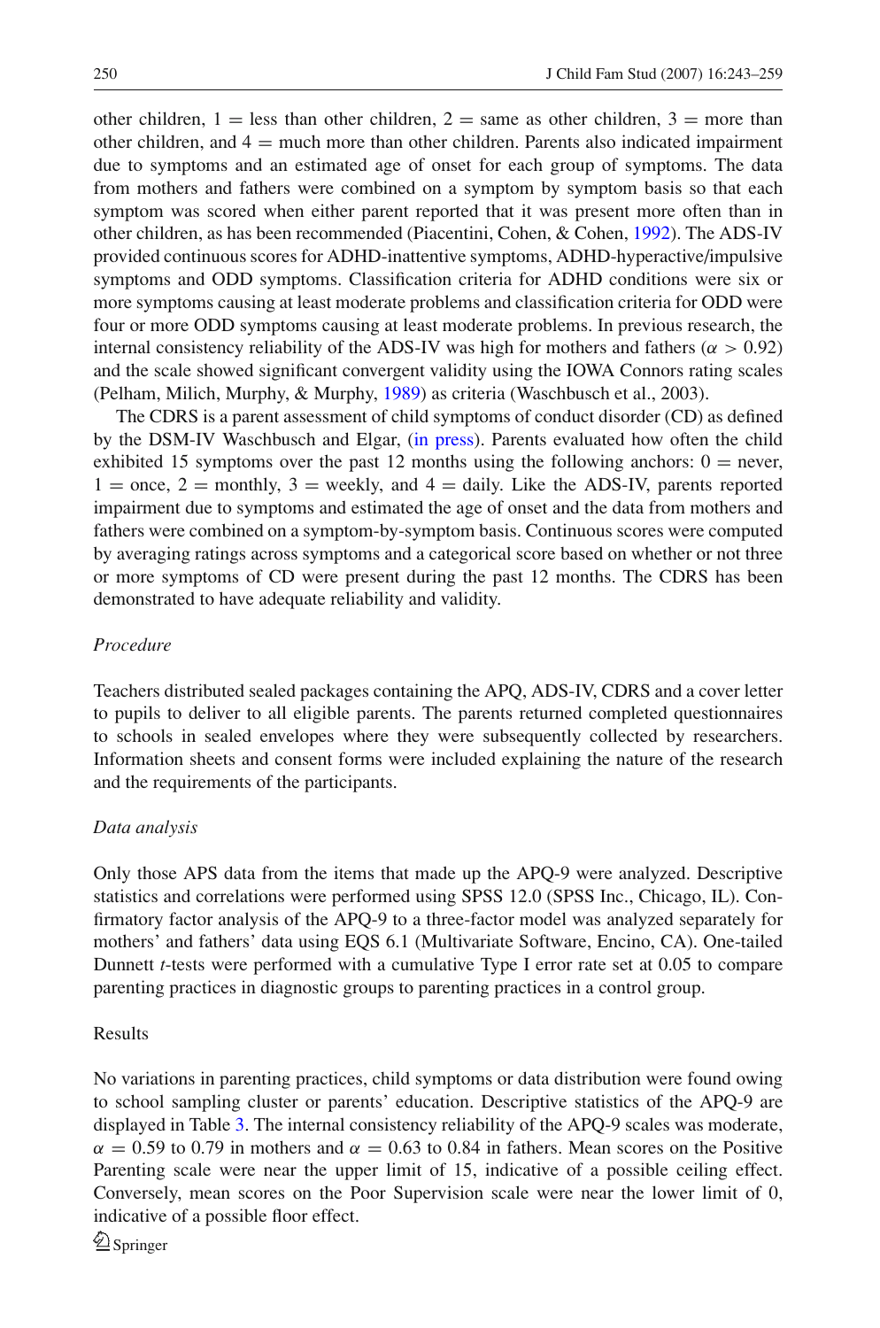other children, 1 = less than other children, 2 = same as other children, 3 = more than other children, and 4 = much more than other children. Parents also indicated impairment due to symptoms and an estimated age of onset for each group of symptoms. The data from mothers and fathers were combined on a symptom by symptom basis so that each symptom was scored when either parent reported that it was present more often than in other children, as has been recommended (Piacentini, Cohen, & Cohen, 1992). The ADS-IV provided continuous scores for ADHD-inattentive symptoms, ADHD-hyperactive/impulsive symptoms and ODD symptoms. Classification criteria for ADHD conditions were six or more symptoms causing at least moderate problems and classification criteria for ODD were four or more ODD symptoms causing at least moderate problems. In previous research, the internal consistency reliability of the ADS-IV was high for mothers and fathers ($\alpha > 0.92$) and the scale showed significant convergent validity using the IOWA Connors rating scales (Pelham, Milich, Murphy, & Murphy, 1989) as criteria (Waschbusch et al., 2003).

The CDRS is a parent assessment of child symptoms of conduct disorder (CD) as defined by the DSM-IV Waschbusch and Elgar, (in press). Parents evaluated how often the child exhibited 15 symptoms over the past 12 months using the following anchors: 0 = never, 1 = once, 2 = monthly, 3 = weekly, and 4 = daily. Like the ADS-IV, parents reported impairment due to symptoms and estimated the age of onset and the data from mothers and fathers were combined on a symptom-by-symptom basis. Continuous scores were computed by averaging ratings across symptoms and a categorical score based on whether or not three or more symptoms of CD were present during the past 12 months. The CDRS has been demonstrated to have adequate reliability and validity.

### *Procedure*

Teachers distributed sealed packages containing the APQ, ADS-IV, CDRS and a cover letter to pupils to deliver to all eligible parents. The parents returned completed questionnaires to schools in sealed envelopes where they were subsequently collected by researchers. Information sheets and consent forms were included explaining the nature of the research and the requirements of the participants.

### *Data analysis*

Only those APS data from the items that made up the APQ-9 were analyzed. Descriptive statistics and correlations were performed using SPSS 12.0 (SPSS Inc., Chicago, IL). Confirmatory factor analysis of the APQ-9 to a three-factor model was analyzed separately for mothers' and fathers' data using EQS 6.1 (Multivariate Software, Encino, CA). One-tailed Dunnett *t*-tests were performed with a cumulative Type I error rate set at 0.05 to compare parenting practices in diagnostic groups to parenting practices in a control group.

## Results

No variations in parenting practices, child symptoms or data distribution were found owing to school sampling cluster or parents' education. Descriptive statistics of the APQ-9 are displayed in Table 3. The internal consistency reliability of the APQ-9 scales was moderate, $\alpha = 0.59$ to $0.79$ in mothers and $\alpha = 0.63$ to $0.84$ in fathers. Mean scores on the Positive Parenting scale were near the upper limit of 15, indicative of a possible ceiling effect. Conversely, mean scores on the Poor Supervision scale were near the lower limit of 0, indicative of a possible floor effect.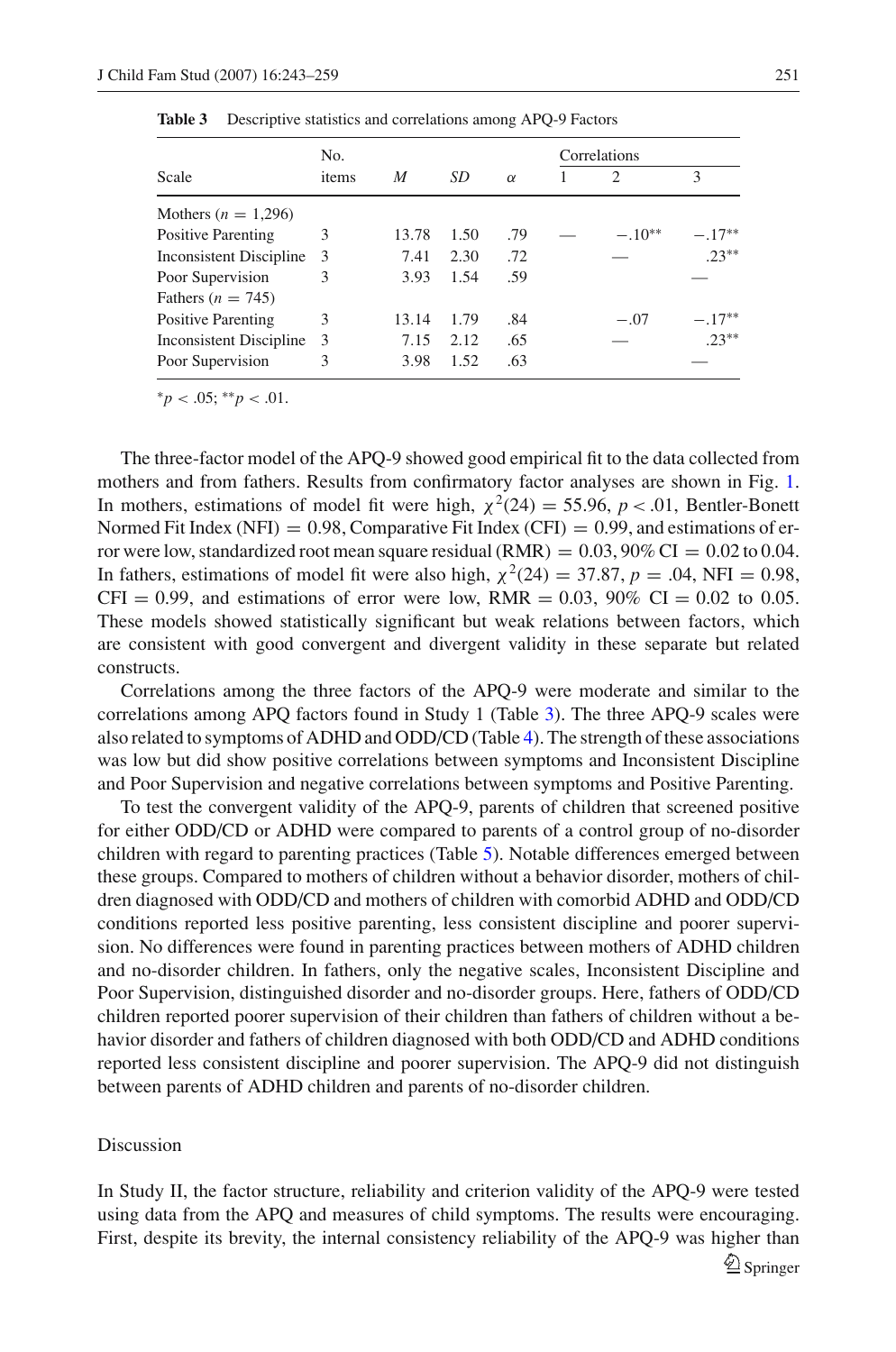**Table 3** Descriptive statistics and correlations among APQ-9 Factors

| Scale | No. items | *M* | *SD* | α | Correlations 1 | 2 | 3 |
|---|---|---|---|---|---|---|---|
| Mothers ($n$ = 1,296) | | | | | | | |
| Positive Parenting | 3 | 13.78 | 1.50 | .79 | — | −.10** | −.17** |
| Inconsistent Discipline | 3 | 7.41 | 2.30 | .72 | | — | .23** |
| Poor Supervision | 3 | 3.93 | 1.54 | .59 | | | — |
| Fathers ($n$ = 745) | | | | | | | |
| Positive Parenting | 3 | 13.14 | 1.79 | .84 | | −.07 | −.17** |
| Inconsistent Discipline | 3 | 7.15 | 2.12 | .65 | | — | .23** |
| Poor Supervision | 3 | 3.98 | 1.52 | .63 | | | — |

*$p < .05$; **$p < .01$.

The three-factor model of the APQ-9 showed good empirical fit to the data collected from mothers and from fathers. Results from confirmatory factor analyses are shown in Fig. 1. In mothers, estimations of model fit were high, $\chi^2(24) = 55.96$, $p < .01$, Bentler-Bonett Normed Fit Index (NFI) = 0.98, Comparative Fit Index (CFI) = 0.99, and estimations of error were low, standardized root mean square residual (RMR) = 0.03, 90% CI = 0.02 to 0.04. In fathers, estimations of model fit were also high, $\chi^2(24) = 37.87$, $p = .04$, NFI = 0.98, CFI = 0.99, and estimations of error were low, RMR = 0.03, 90% CI = 0.02 to 0.05. These models showed statistically significant but weak relations between factors, which are consistent with good convergent and divergent validity in these separate but related constructs.

Correlations among the three factors of the APQ-9 were moderate and similar to the correlations among APQ factors found in Study 1 (Table 3). The three APQ-9 scales were also related to symptoms of ADHD and ODD/CD (Table 4). The strength of these associations was low but did show positive correlations between symptoms and Inconsistent Discipline and Poor Supervision and negative correlations between symptoms and Positive Parenting.

To test the convergent validity of the APQ-9, parents of children that screened positive for either ODD/CD or ADHD were compared to parents of a control group of no-disorder children with regard to parenting practices (Table 5). Notable differences emerged between these groups. Compared to mothers of children without a behavior disorder, mothers of children diagnosed with ODD/CD and mothers of children with comorbid ADHD and ODD/CD conditions reported less positive parenting, less consistent discipline and poorer supervision. No differences were found in parenting practices between mothers of ADHD children and no-disorder children. In fathers, only the negative scales, Inconsistent Discipline and Poor Supervision, distinguished disorder and no-disorder groups. Here, fathers of ODD/CD children reported poorer supervision of their children than fathers of children without a behavior disorder and fathers of children diagnosed with both ODD/CD and ADHD conditions reported less consistent discipline and poorer supervision. The APQ-9 did not distinguish between parents of ADHD children and parents of no-disorder children.

## Discussion

In Study II, the factor structure, reliability and criterion validity of the APQ-9 were tested using data from the APQ and measures of child symptoms. The results were encouraging. First, despite its brevity, the internal consistency reliability of the APQ-9 was higher than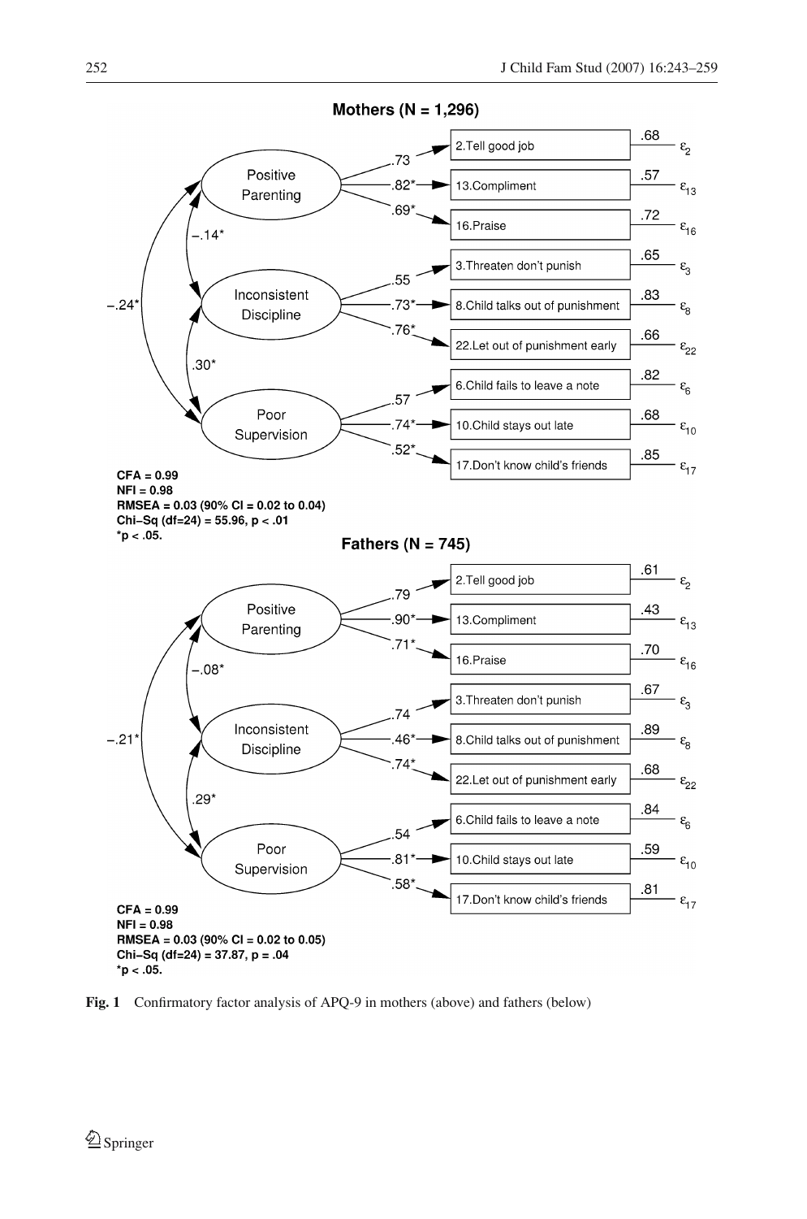**Mothers (N = 1,296)**

Positive Parenting
Inconsistent Discipline
Poor Supervision

−.14*
−.24*
.30*

.73
.82*
.69*
.55
.73*
.76*
.57
.74*
.52*

2.Tell good job .68 $\varepsilon_2$
13.Compliment .57 $\varepsilon_{13}$
16.Praise .72 $\varepsilon_{16}$
3.Threaten don't punish .65 $\varepsilon_3$
8.Child talks out of punishment .83 $\varepsilon_8$
22.Let out of punishment early .66 $\varepsilon_{22}$
6.Child fails to leave a note .82 $\varepsilon_6$
10.Child stays out late .68 $\varepsilon_{10}$
17.Don't know child's friends .85 $\varepsilon_{17}$

CFA = 0.99
NFI = 0.98
RMSEA = 0.03 (90% CI = 0.02 to 0.04)
Chi–Sq (df=24) = 55.96, p < .01
*p < .05.

**Fathers (N = 745)**

Positive Parenting
Inconsistent Discipline
Poor Supervision

−.08*
−.21*
.29*

.79
.90*
.71*
.74
.46*
.74*
.54
.81*
.58*

2.Tell good job .61 $\varepsilon_2$
13.Compliment .43 $\varepsilon_{13}$
16.Praise .70 $\varepsilon_{16}$
3.Threaten don't punish .67 $\varepsilon_3$
8.Child talks out of punishment .89 $\varepsilon_8$
22.Let out of punishment early .68 $\varepsilon_{22}$
6.Child fails to leave a note .84 $\varepsilon_6$
10.Child stays out late .59 $\varepsilon_{10}$
17.Don't know child's friends .81 $\varepsilon_{17}$

CFA = 0.99
NFI = 0.98
RMSEA = 0.03 (90% CI = 0.02 to 0.05)
Chi–Sq (df=24) = 37.87, p = .04
*p < .05.

**Fig. 1** Confirmatory factor analysis of APQ-9 in mothers (above) and fathers (below)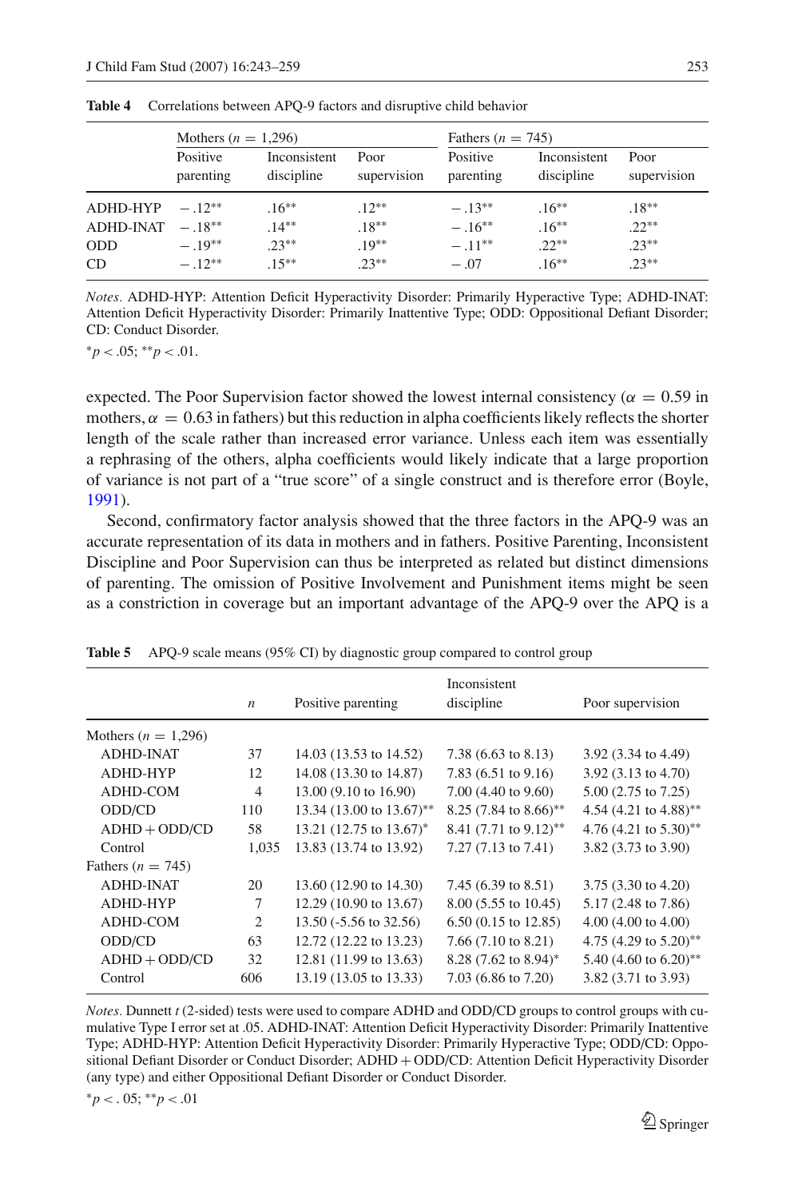**Table 4** Correlations between APQ-9 factors and disruptive child behavior

| | Mothers ($n$ = 1,296) | | | Fathers ($n$ = 745) | | |
|---|---|---|---|---|---|---|
| | Positive parenting | Inconsistent discipline | Poor supervision | Positive parenting | Inconsistent discipline | Poor supervision |
| ADHD-HYP | −.12** | .16** | .12** | −.13** | .16** | .18** |
| ADHD-INAT | −.18** | .14** | .18** | −.16** | .16** | .22** |
| ODD | −.19** | .23** | .19** | −.11** | .22** | .23** |
| CD | −.12** | .15** | .23** | −.07 | .16** | .23** |

*Notes*. ADHD-HYP: Attention Deficit Hyperactivity Disorder: Primarily Hyperactive Type; ADHD-INAT: Attention Deficit Hyperactivity Disorder: Primarily Inattentive Type; ODD: Oppositional Defiant Disorder; CD: Conduct Disorder.

*$p < .05$; **$p < .01$.

expected. The Poor Supervision factor showed the lowest internal consistency ($\alpha = 0.59$ in mothers, $\alpha = 0.63$ in fathers) but this reduction in alpha coefficients likely reflects the shorter length of the scale rather than increased error variance. Unless each item was essentially a rephrasing of the others, alpha coefficients would likely indicate that a large proportion of variance is not part of a "true score" of a single construct and is therefore error (Boyle, 1991).

Second, confirmatory factor analysis showed that the three factors in the APQ-9 was an accurate representation of its data in mothers and in fathers. Positive Parenting, Inconsistent Discipline and Poor Supervision can thus be interpreted as related but distinct dimensions of parenting. The omission of Positive Involvement and Punishment items might be seen as a constriction in coverage but an important advantage of the APQ-9 over the APQ is a

**Table 5** APQ-9 scale means (95% CI) by diagnostic group compared to control group

| | $n$ | Positive parenting | Inconsistent discipline | Poor supervision |
|---|---|---|---|---|
| Mothers ($n$ = 1,296) | | | | |
| ADHD-INAT | 37 | 14.03 (13.53 to 14.52) | 7.38 (6.63 to 8.13) | 3.92 (3.34 to 4.49) |
| ADHD-HYP | 12 | 14.08 (13.30 to 14.87) | 7.83 (6.51 to 9.16) | 3.92 (3.13 to 4.70) |
| ADHD-COM | 4 | 13.00 (9.10 to 16.90) | 7.00 (4.40 to 9.60) | 5.00 (2.75 to 7.25) |
| ODD/CD | 110 | 13.34 (13.00 to 13.67)** | 8.25 (7.84 to 8.66)** | 4.54 (4.21 to 4.88)** |
| ADHD + ODD/CD | 58 | 13.21 (12.75 to 13.67)* | 8.41 (7.71 to 9.12)** | 4.76 (4.21 to 5.30)** |
| Control | 1,035 | 13.83 (13.74 to 13.92) | 7.27 (7.13 to 7.41) | 3.82 (3.73 to 3.90) |
| Fathers ($n$ = 745) | | | | |
| ADHD-INAT | 20 | 13.60 (12.90 to 14.30) | 7.45 (6.39 to 8.51) | 3.75 (3.30 to 4.20) |
| ADHD-HYP | 7 | 12.29 (10.90 to 13.67) | 8.00 (5.55 to 10.45) | 5.17 (2.48 to 7.86) |
| ADHD-COM | 2 | 13.50 (-5.56 to 32.56) | 6.50 (0.15 to 12.85) | 4.00 (4.00 to 4.00) |
| ODD/CD | 63 | 12.72 (12.22 to 13.23) | 7.66 (7.10 to 8.21) | 4.75 (4.29 to 5.20)** |
| ADHD + ODD/CD | 32 | 12.81 (11.99 to 13.63) | 8.28 (7.62 to 8.94)* | 5.40 (4.60 to 6.20)** |
| Control | 606 | 13.19 (13.05 to 13.33) | 7.03 (6.86 to 7.20) | 3.82 (3.71 to 3.93) |

*Notes*. Dunnett $t$ (2-sided) tests were used to compare ADHD and ODD/CD groups to control groups with cumulative Type I error set at .05. ADHD-INAT: Attention Deficit Hyperactivity Disorder: Primarily Inattentive Type; ADHD-HYP: Attention Deficit Hyperactivity Disorder: Primarily Hyperactive Type; ODD/CD: Oppositional Defiant Disorder or Conduct Disorder; ADHD + ODD/CD: Attention Deficit Hyperactivity Disorder (any type) and either Oppositional Defiant Disorder or Conduct Disorder.

*$p < .05$; **$p < .01$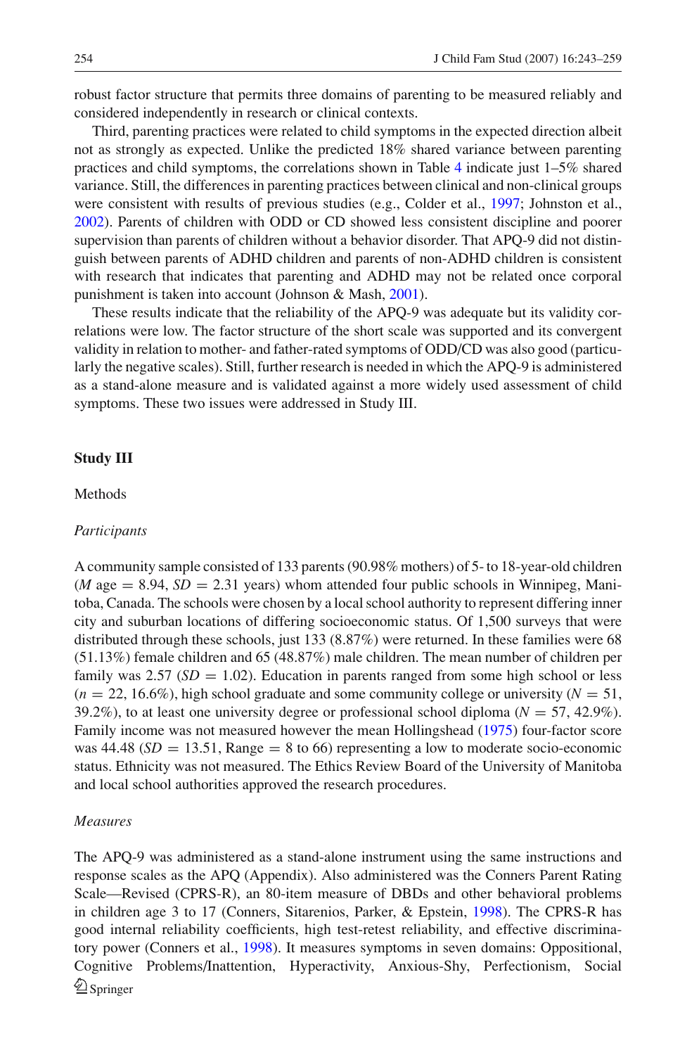robust factor structure that permits three domains of parenting to be measured reliably and considered independently in research or clinical contexts.

Third, parenting practices were related to child symptoms in the expected direction albeit not as strongly as expected. Unlike the predicted 18% shared variance between parenting practices and child symptoms, the correlations shown in Table 4 indicate just 1–5% shared variance. Still, the differences in parenting practices between clinical and non-clinical groups were consistent with results of previous studies (e.g., Colder et al., 1997; Johnston et al., 2002). Parents of children with ODD or CD showed less consistent discipline and poorer supervision than parents of children without a behavior disorder. That APQ-9 did not distinguish between parents of ADHD children and parents of non-ADHD children is consistent with research that indicates that parenting and ADHD may not be related once corporal punishment is taken into account (Johnson & Mash, 2001).

These results indicate that the reliability of the APQ-9 was adequate but its validity correlations were low. The factor structure of the short scale was supported and its convergent validity in relation to mother- and father-rated symptoms of ODD/CD was also good (particularly the negative scales). Still, further research is needed in which the APQ-9 is administered as a stand-alone measure and is validated against a more widely used assessment of child symptoms. These two issues were addressed in Study III.

## Study III

### Methods

#### *Participants*

A community sample consisted of 133 parents (90.98% mothers) of 5- to 18-year-old children ($M$ age = 8.94, $SD$ = 2.31 years) whom attended four public schools in Winnipeg, Manitoba, Canada. The schools were chosen by a local school authority to represent differing inner city and suburban locations of differing socioeconomic status. Of 1,500 surveys that were distributed through these schools, just 133 (8.87%) were returned. In these families were 68 (51.13%) female children and 65 (48.87%) male children. The mean number of children per family was 2.57 ($SD$ = 1.02). Education in parents ranged from some high school or less ($n$ = 22, 16.6%), high school graduate and some community college or university ($N$ = 51, 39.2%), to at least one university degree or professional school diploma ($N$ = 57, 42.9%). Family income was not measured however the mean Hollingshead (1975) four-factor score was 44.48 ($SD$ = 13.51, Range = 8 to 66) representing a low to moderate socio-economic status. Ethnicity was not measured. The Ethics Review Board of the University of Manitoba and local school authorities approved the research procedures.

#### *Measures*

The APQ-9 was administered as a stand-alone instrument using the same instructions and response scales as the APQ (Appendix). Also administered was the Conners Parent Rating Scale—Revised (CPRS-R), an 80-item measure of DBDs and other behavioral problems in children age 3 to 17 (Conners, Sitarenios, Parker, & Epstein, 1998). The CPRS-R has good internal reliability coefficients, high test-retest reliability, and effective discriminatory power (Conners et al., 1998). It measures symptoms in seven domains: Oppositional, Cognitive Problems/Inattention, Hyperactivity, Anxious-Shy, Perfectionism, Social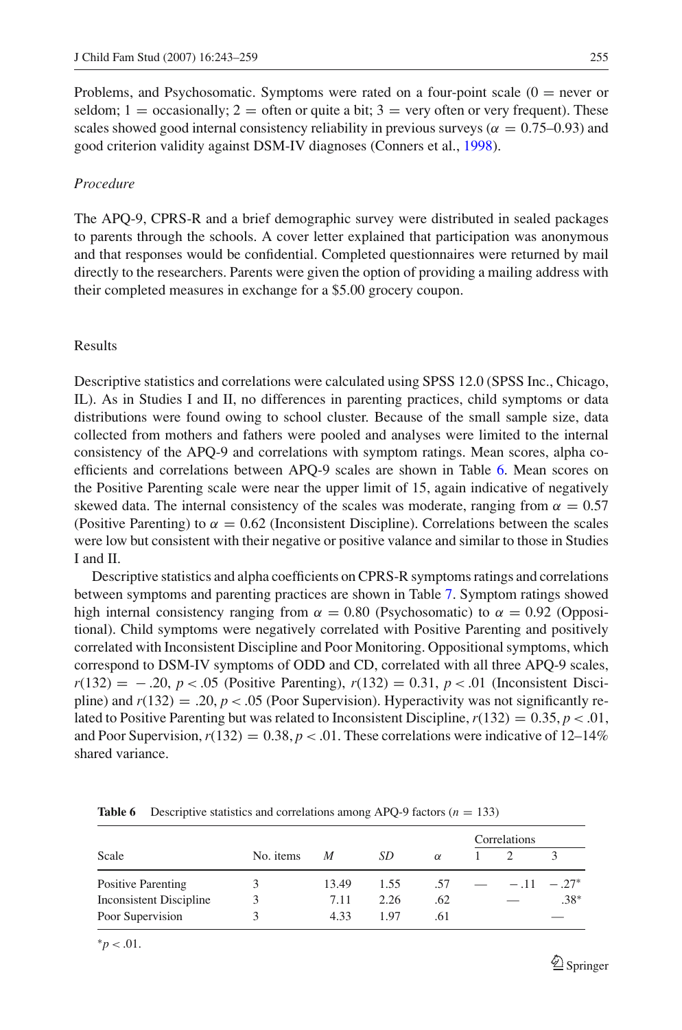Problems, and Psychosomatic. Symptoms were rated on a four-point scale (0 = never or seldom; 1 = occasionally; 2 = often or quite a bit; 3 = very often or very frequent). These scales showed good internal consistency reliability in previous surveys ($\alpha = 0.75$–$0.93$) and good criterion validity against DSM-IV diagnoses (Conners et al., 1998).

### *Procedure*

The APQ-9, CPRS-R and a brief demographic survey were distributed in sealed packages to parents through the schools. A cover letter explained that participation was anonymous and that responses would be confidential. Completed questionnaires were returned by mail directly to the researchers. Parents were given the option of providing a mailing address with their completed measures in exchange for a \$5.00 grocery coupon.

## Results

Descriptive statistics and correlations were calculated using SPSS 12.0 (SPSS Inc., Chicago, IL). As in Studies I and II, no differences in parenting practices, child symptoms or data distributions were found owing to school cluster. Because of the small sample size, data collected from mothers and fathers were pooled and analyses were limited to the internal consistency of the APQ-9 and correlations with symptom ratings. Mean scores, alpha coefficients and correlations between APQ-9 scales are shown in Table 6. Mean scores on the Positive Parenting scale were near the upper limit of 15, again indicative of negatively skewed data. The internal consistency of the scales was moderate, ranging from $\alpha = 0.57$ (Positive Parenting) to $\alpha = 0.62$ (Inconsistent Discipline). Correlations between the scales were low but consistent with their negative or positive valance and similar to those in Studies I and II.

Descriptive statistics and alpha coefficients on CPRS-R symptoms ratings and correlations between symptoms and parenting practices are shown in Table 7. Symptom ratings showed high internal consistency ranging from $\alpha = 0.80$ (Psychosomatic) to $\alpha = 0.92$ (Oppositional). Child symptoms were negatively correlated with Positive Parenting and positively correlated with Inconsistent Discipline and Poor Monitoring. Oppositional symptoms, which correspond to DSM-IV symptoms of ODD and CD, correlated with all three APQ-9 scales, $r(132) = -.20$, $p < .05$ (Positive Parenting), $r(132) = 0.31$, $p < .01$ (Inconsistent Discipline) and $r(132) = .20$, $p < .05$ (Poor Supervision). Hyperactivity was not significantly related to Positive Parenting but was related to Inconsistent Discipline, $r(132) = 0.35$, $p < .01$, and Poor Supervision, $r(132) = 0.38$, $p < .01$. These correlations were indicative of 12–14% shared variance.

**Table 6** Descriptive statistics and correlations among APQ-9 factors ($n = 133$)

| Scale | No. items | *M* | *SD* | $\alpha$ | Correlations | | |
|---|---|---|---|---|---|---|---|
| | | | | | 1 | 2 | 3 |
| Positive Parenting | 3 | 13.49 | 1.55 | .57 | — | −.11 | −.27* |
| Inconsistent Discipline | 3 | 7.11 | 2.26 | .62 | | — | .38* |
| Poor Supervision | 3 | 4.33 | 1.97 | .61 | | | — |

*$p < .01$.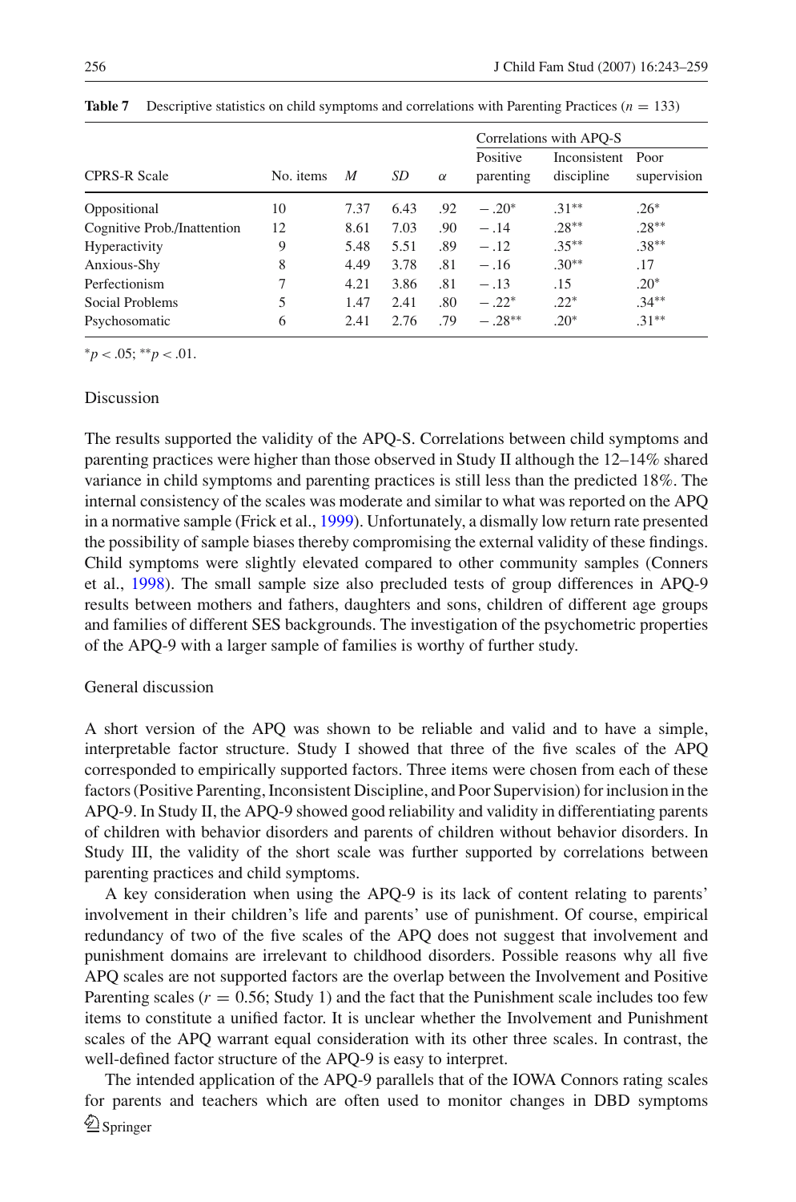**Table 7** Descriptive statistics on child symptoms and correlations with Parenting Practices ($n$ = 133)

| | | | | | Correlations with APQ-S | | |
|---|---|---|---|---|---|---|---|
| CPRS-R Scale | No. items | $M$ | $SD$ | $\alpha$ | Positive parenting | Inconsistent discipline | Poor supervision |
| Oppositional | 10 | 7.37 | 6.43 | .92 | −.20* | .31** | .26* |
| Cognitive Prob./Inattention | 12 | 8.61 | 7.03 | .90 | −.14 | .28** | .28** |
| Hyperactivity | 9 | 5.48 | 5.51 | .89 | −.12 | .35** | .38** |
| Anxious-Shy | 8 | 4.49 | 3.78 | .81 | −.16 | .30** | .17 |
| Perfectionism | 7 | 4.21 | 3.86 | .81 | −.13 | .15 | .20* |
| Social Problems | 5 | 1.47 | 2.41 | .80 | −.22* | .22* | .34** |
| Psychosomatic | 6 | 2.41 | 2.76 | .79 | −.28** | .20* | .31** |

*$p < .05$; **$p < .01$.

### Discussion

The results supported the validity of the APQ-S. Correlations between child symptoms and parenting practices were higher than those observed in Study II although the 12–14% shared variance in child symptoms and parenting practices is still less than the predicted 18%. The internal consistency of the scales was moderate and similar to what was reported on the APQ in a normative sample (Frick et al., 1999). Unfortunately, a dismally low return rate presented the possibility of sample biases thereby compromising the external validity of these findings. Child symptoms were slightly elevated compared to other community samples (Conners et al., 1998). The small sample size also precluded tests of group differences in APQ-9 results between mothers and fathers, daughters and sons, children of different age groups and families of different SES backgrounds. The investigation of the psychometric properties of the APQ-9 with a larger sample of families is worthy of further study.

## General discussion

A short version of the APQ was shown to be reliable and valid and to have a simple, interpretable factor structure. Study I showed that three of the five scales of the APQ corresponded to empirically supported factors. Three items were chosen from each of these factors (Positive Parenting, Inconsistent Discipline, and Poor Supervision) for inclusion in the APQ-9. In Study II, the APQ-9 showed good reliability and validity in differentiating parents of children with behavior disorders and parents of children without behavior disorders. In Study III, the validity of the short scale was further supported by correlations between parenting practices and child symptoms.

A key consideration when using the APQ-9 is its lack of content relating to parents' involvement in their children's life and parents' use of punishment. Of course, empirical redundancy of two of the five scales of the APQ does not suggest that involvement and punishment domains are irrelevant to childhood disorders. Possible reasons why all five APQ scales are not supported factors are the overlap between the Involvement and Positive Parenting scales ($r = 0.56$; Study 1) and the fact that the Punishment scale includes too few items to constitute a unified factor. It is unclear whether the Involvement and Punishment scales of the APQ warrant equal consideration with its other three scales. In contrast, the well-defined factor structure of the APQ-9 is easy to interpret.

The intended application of the APQ-9 parallels that of the IOWA Connors rating scales for parents and teachers which are often used to monitor changes in DBD symptoms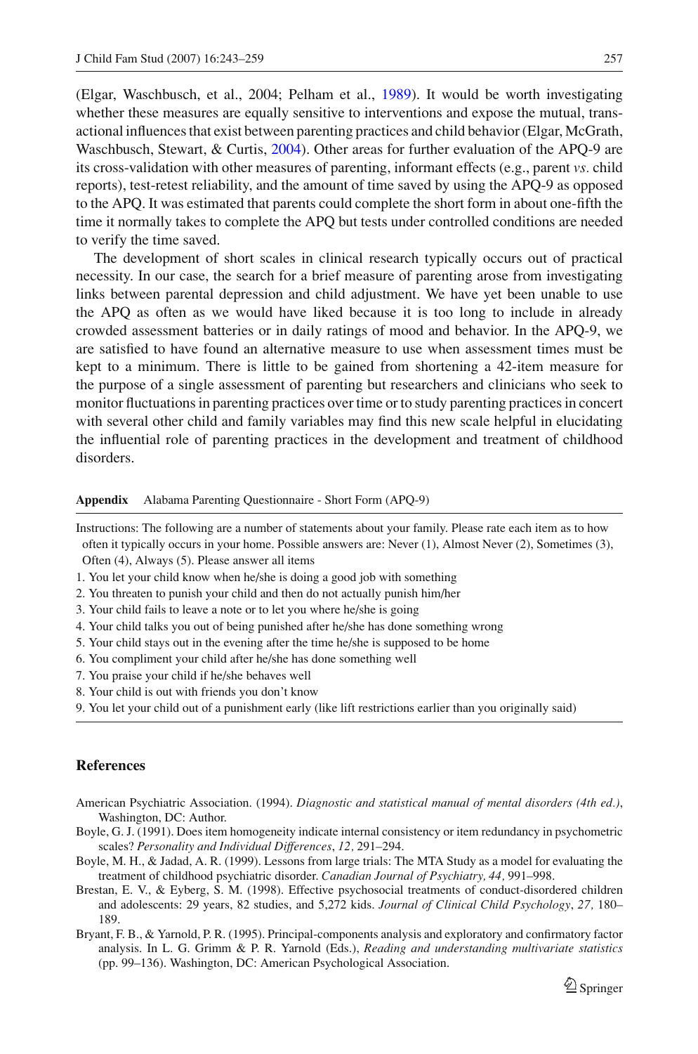(Elgar, Waschbusch, et al., 2004; Pelham et al., 1989). It would be worth investigating whether these measures are equally sensitive to interventions and expose the mutual, transactional influences that exist between parenting practices and child behavior (Elgar, McGrath, Waschbusch, Stewart, & Curtis, 2004). Other areas for further evaluation of the APQ-9 are its cross-validation with other measures of parenting, informant effects (e.g., parent *vs.* child reports), test-retest reliability, and the amount of time saved by using the APQ-9 as opposed to the APQ. It was estimated that parents could complete the short form in about one-fifth the time it normally takes to complete the APQ but tests under controlled conditions are needed to verify the time saved.

The development of short scales in clinical research typically occurs out of practical necessity. In our case, the search for a brief measure of parenting arose from investigating links between parental depression and child adjustment. We have yet been unable to use the APQ as often as we would have liked because it is too long to include in already crowded assessment batteries or in daily ratings of mood and behavior. In the APQ-9, we are satisfied to have found an alternative measure to use when assessment times must be kept to a minimum. There is little to be gained from shortening a 42-item measure for the purpose of a single assessment of parenting but researchers and clinicians who seek to monitor fluctuations in parenting practices over time or to study parenting practices in concert with several other child and family variables may find this new scale helpful in elucidating the influential role of parenting practices in the development and treatment of childhood disorders.

**Appendix** Alabama Parenting Questionnaire - Short Form (APQ-9)

Instructions: The following are a number of statements about your family. Please rate each item as to how often it typically occurs in your home. Possible answers are: Never (1), Almost Never (2), Sometimes (3), Often (4), Always (5). Please answer all items

1. You let your child know when he/she is doing a good job with something
2. You threaten to punish your child and then do not actually punish him/her
3. Your child fails to leave a note or to let you where he/she is going
4. Your child talks you out of being punished after he/she has done something wrong
5. Your child stays out in the evening after the time he/she is supposed to be home
6. You compliment your child after he/she has done something well
7. You praise your child if he/she behaves well
8. Your child is out with friends you don't know
9. You let your child out of a punishment early (like lift restrictions earlier than you originally said)

## References

American Psychiatric Association. (1994). *Diagnostic and statistical manual of mental disorders (4th ed.)*, Washington, DC: Author.

Boyle, G. J. (1991). Does item homogeneity indicate internal consistency or item redundancy in psychometric scales? *Personality and Individual Differences*, *12*, 291–294.

Boyle, M. H., & Jadad, A. R. (1999). Lessons from large trials: The MTA Study as a model for evaluating the treatment of childhood psychiatric disorder. *Canadian Journal of Psychiatry, 44*, 991–998.

Brestan, E. V., & Eyberg, S. M. (1998). Effective psychosocial treatments of conduct-disordered children and adolescents: 29 years, 82 studies, and 5,272 kids. *Journal of Clinical Child Psychology*, *27*, 180–189.

Bryant, F. B., & Yarnold, P. R. (1995). Principal-components analysis and exploratory and confirmatory factor analysis. In L. G. Grimm & P. R. Yarnold (Eds.), *Reading and understanding multivariate statistics* (pp. 99–136). Washington, DC: American Psychological Association.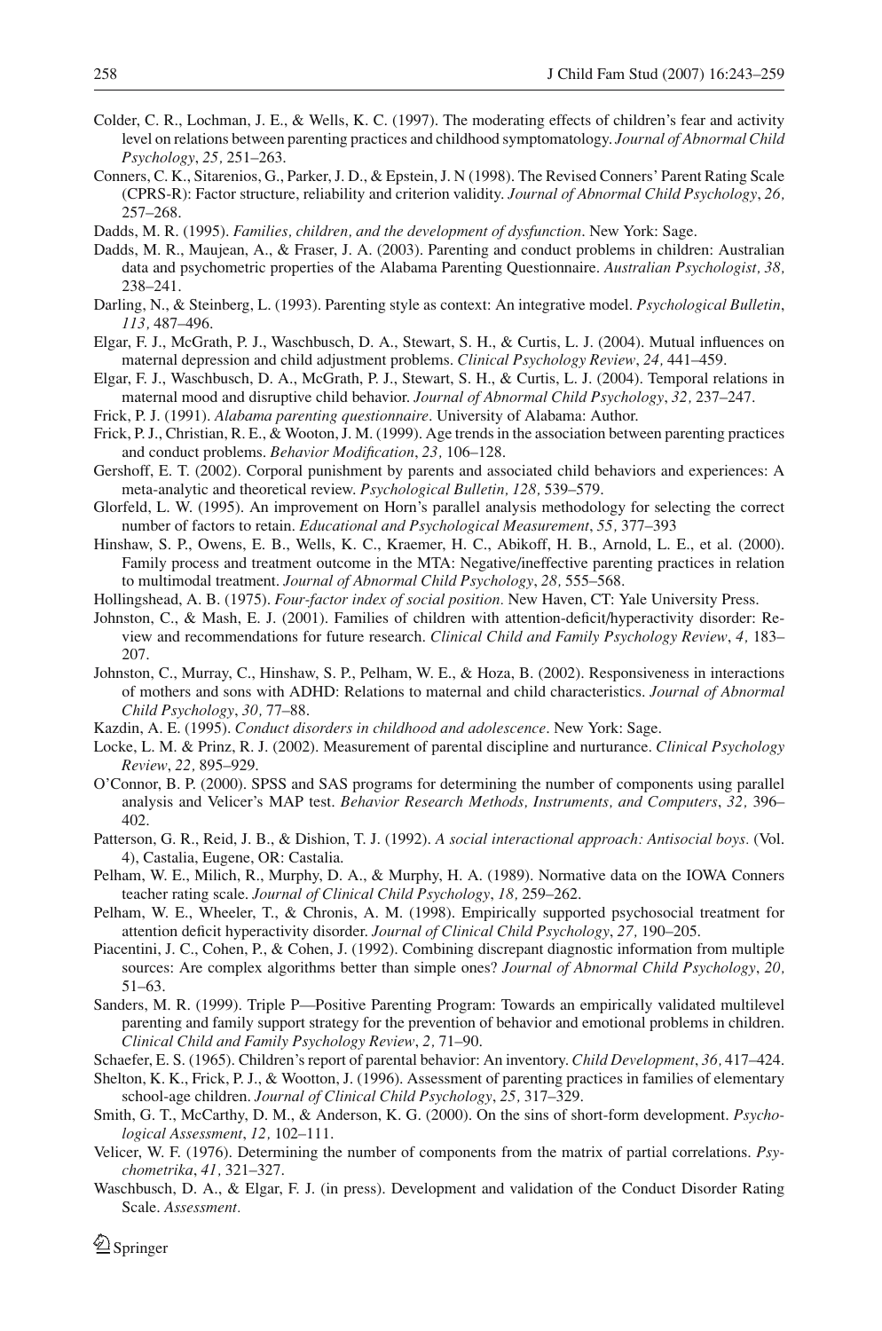Colder, C. R., Lochman, J. E., & Wells, K. C. (1997). The moderating effects of children's fear and activity level on relations between parenting practices and childhood symptomatology. *Journal of Abnormal Child Psychology*, *25,* 251–263.

Conners, C. K., Sitarenios, G., Parker, J. D., & Epstein, J. N (1998). The Revised Conners' Parent Rating Scale (CPRS-R): Factor structure, reliability and criterion validity. *Journal of Abnormal Child Psychology*, *26,* 257–268.

Dadds, M. R. (1995). *Families, children, and the development of dysfunction*. New York: Sage.

Dadds, M. R., Maujean, A., & Fraser, J. A. (2003). Parenting and conduct problems in children: Australian data and psychometric properties of the Alabama Parenting Questionnaire. *Australian Psychologist, 38,* 238–241.

Darling, N., & Steinberg, L. (1993). Parenting style as context: An integrative model. *Psychological Bulletin*, *113,* 487–496.

Elgar, F. J., McGrath, P. J., Waschbusch, D. A., Stewart, S. H., & Curtis, L. J. (2004). Mutual influences on maternal depression and child adjustment problems. *Clinical Psychology Review*, *24,* 441–459.

Elgar, F. J., Waschbusch, D. A., McGrath, P. J., Stewart, S. H., & Curtis, L. J. (2004). Temporal relations in maternal mood and disruptive child behavior. *Journal of Abnormal Child Psychology*, *32,* 237–247.

Frick, P. J. (1991). *Alabama parenting questionnaire*. University of Alabama: Author.

Frick, P. J., Christian, R. E., & Wooton, J. M. (1999). Age trends in the association between parenting practices and conduct problems. *Behavior Modification*, *23,* 106–128.

Gershoff, E. T. (2002). Corporal punishment by parents and associated child behaviors and experiences: A meta-analytic and theoretical review. *Psychological Bulletin, 128,* 539–579.

Glorfeld, L. W. (1995). An improvement on Horn's parallel analysis methodology for selecting the correct number of factors to retain. *Educational and Psychological Measurement*, *55,* 377–393

Hinshaw, S. P., Owens, E. B., Wells, K. C., Kraemer, H. C., Abikoff, H. B., Arnold, L. E., et al. (2000). Family process and treatment outcome in the MTA: Negative/ineffective parenting practices in relation to multimodal treatment. *Journal of Abnormal Child Psychology*, *28,* 555–568.

Hollingshead, A. B. (1975). *Four-factor index of social position*. New Haven, CT: Yale University Press.

Johnston, C., & Mash, E. J. (2001). Families of children with attention-deficit/hyperactivity disorder: Review and recommendations for future research. *Clinical Child and Family Psychology Review*, *4,* 183–207.

Johnston, C., Murray, C., Hinshaw, S. P., Pelham, W. E., & Hoza, B. (2002). Responsiveness in interactions of mothers and sons with ADHD: Relations to maternal and child characteristics. *Journal of Abnormal Child Psychology*, *30,* 77–88.

Kazdin, A. E. (1995). *Conduct disorders in childhood and adolescence*. New York: Sage.

Locke, L. M. & Prinz, R. J. (2002). Measurement of parental discipline and nurturance. *Clinical Psychology Review*, *22,* 895–929.

O'Connor, B. P. (2000). SPSS and SAS programs for determining the number of components using parallel analysis and Velicer's MAP test. *Behavior Research Methods, Instruments, and Computers*, *32,* 396–402.

Patterson, G. R., Reid, J. B., & Dishion, T. J. (1992). *A social interactional approach: Antisocial boys*. (Vol. 4), Castalia, Eugene, OR: Castalia.

Pelham, W. E., Milich, R., Murphy, D. A., & Murphy, H. A. (1989). Normative data on the IOWA Conners teacher rating scale. *Journal of Clinical Child Psychology*, *18,* 259–262.

Pelham, W. E., Wheeler, T., & Chronis, A. M. (1998). Empirically supported psychosocial treatment for attention deficit hyperactivity disorder. *Journal of Clinical Child Psychology*, *27,* 190–205.

Piacentini, J. C., Cohen, P., & Cohen, J. (1992). Combining discrepant diagnostic information from multiple sources: Are complex algorithms better than simple ones? *Journal of Abnormal Child Psychology*, *20,* 51–63.

Sanders, M. R. (1999). Triple P—Positive Parenting Program: Towards an empirically validated multilevel parenting and family support strategy for the prevention of behavior and emotional problems in children. *Clinical Child and Family Psychology Review*, *2,* 71–90.

Schaefer, E. S. (1965). Children's report of parental behavior: An inventory. *Child Development*, *36,* 417–424.

Shelton, K. K., Frick, P. J., & Wootton, J. (1996). Assessment of parenting practices in families of elementary school-age children. *Journal of Clinical Child Psychology*, *25,* 317–329.

Smith, G. T., McCarthy, D. M., & Anderson, K. G. (2000). On the sins of short-form development. *Psychological Assessment*, *12,* 102–111.

Velicer, W. F. (1976). Determining the number of components from the matrix of partial correlations. *Psychometrika*, *41,* 321–327.

Waschbusch, D. A., & Elgar, F. J. (in press). Development and validation of the Conduct Disorder Rating Scale. *Assessment*.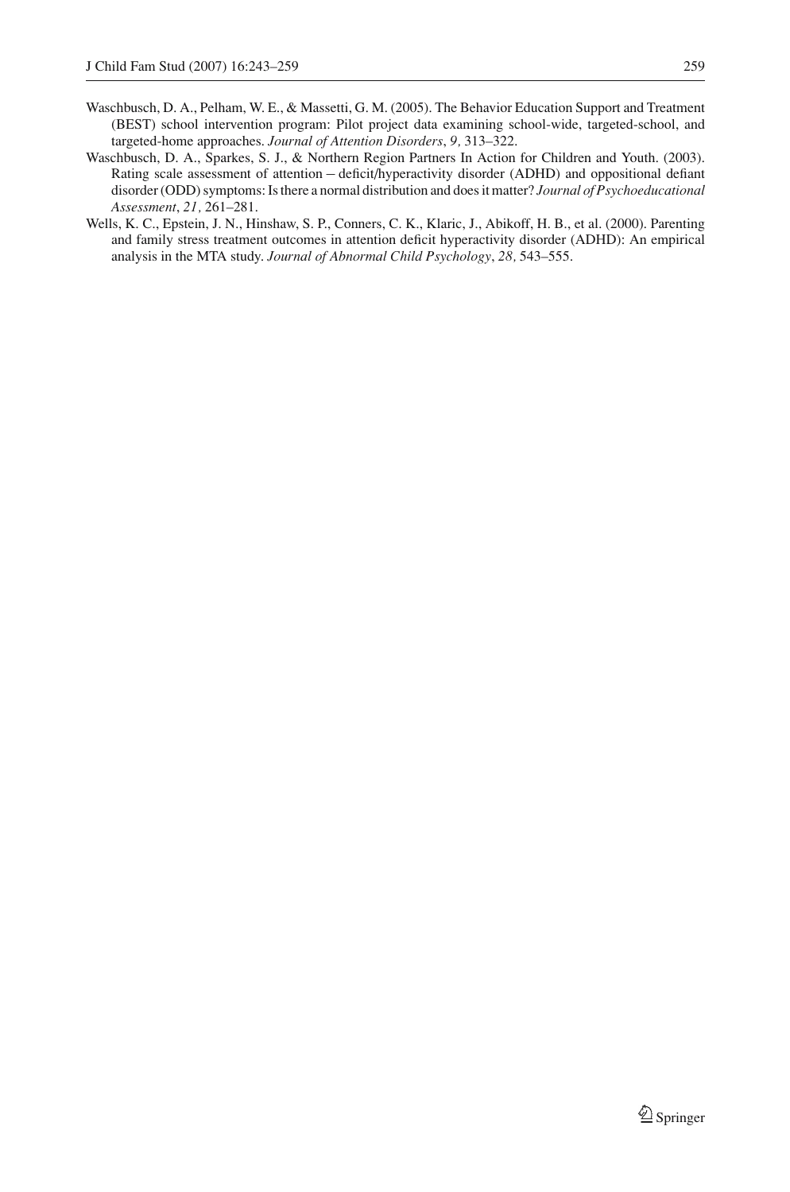Waschbusch, D. A., Pelham, W. E., & Massetti, G. M. (2005). The Behavior Education Support and Treatment (BEST) school intervention program: Pilot project data examining school-wide, targeted-school, and targeted-home approaches. *Journal of Attention Disorders*, *9,* 313–322.

Waschbusch, D. A., Sparkes, S. J., & Northern Region Partners In Action for Children and Youth. (2003). Rating scale assessment of attention – deficit/hyperactivity disorder (ADHD) and oppositional defiant disorder (ODD) symptoms: Is there a normal distribution and does it matter? *Journal of Psychoeducational Assessment*, *21,* 261–281.

Wells, K. C., Epstein, J. N., Hinshaw, S. P., Conners, C. K., Klaric, J., Abikoff, H. B., et al. (2000). Parenting and family stress treatment outcomes in attention deficit hyperactivity disorder (ADHD): An empirical analysis in the MTA study. *Journal of Abnormal Child Psychology*, *28,* 543–555.